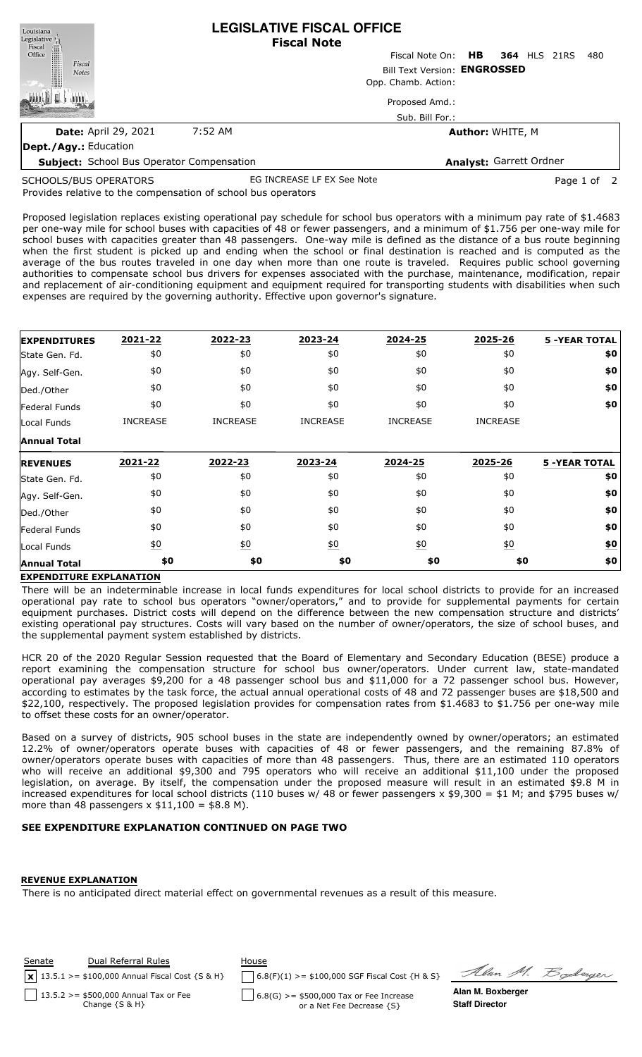# LEGISLATIVE FISCAL OFFICE
## Fiscal Note

Louisiana Legislative Fiscal Office — Fiscal Notes

Fiscal Note On: **HB 364** HLS 21RS 480

Bill Text Version: **ENGROSSED**

Opp. Chamb. Action:

Proposed Amd.:

Sub. Bill For.:

**Date:** April 29, 2021 7:52 AM

**Author:** WHITE, M

**Dept./Agy.:** Education

**Subject:** School Bus Operator Compensation

**Analyst:** Garrett Ordner

SCHOOLS/BUS OPERATORS EG INCREASE LF EX See Note

Provides relative to the compensation of school bus operators

Proposed legislation replaces existing operational pay schedule for school bus operators with a minimum pay rate of $1.4683 per one-way mile for school buses with capacities of 48 or fewer passengers, and a minimum of $1.756 per one-way mile for school buses with capacities greater than 48 passengers. One-way mile is defined as the distance of a bus route beginning when the first student is picked up and ending when the school or final destination is reached and is computed as the average of the bus routes traveled in one day when more than one route is traveled. Requires public school governing authorities to compensate school bus drivers for expenses associated with the purchase, maintenance, modification, repair and replacement of air-conditioning equipment and equipment required for transporting students with disabilities when such expenses are required by the governing authority. Effective upon governor's signature.

| **EXPENDITURES** | **2021-22** | **2022-23** | **2023-24** | **2024-25** | **2025-26** | **5 -YEAR TOTAL** |
|---|---|---|---|---|---|---|
| State Gen. Fd. | $0 | $0 | $0 | $0 | $0 | **$0** |
| Agy. Self-Gen. | $0 | $0 | $0 | $0 | $0 | **$0** |
| Ded./Other | $0 | $0 | $0 | $0 | $0 | **$0** |
| Federal Funds | $0 | $0 | $0 | $0 | $0 | **$0** |
| Local Funds | INCREASE | INCREASE | INCREASE | INCREASE | INCREASE | |
| **Annual Total** | | | | | | |

| **REVENUES** | **2021-22** | **2022-23** | **2023-24** | **2024-25** | **2025-26** | **5 -YEAR TOTAL** |
|---|---|---|---|---|---|---|
| State Gen. Fd. | $0 | $0 | $0 | $0 | $0 | **$0** |
| Agy. Self-Gen. | $0 | $0 | $0 | $0 | $0 | **$0** |
| Ded./Other | $0 | $0 | $0 | $0 | $0 | **$0** |
| Federal Funds | $0 | $0 | $0 | $0 | $0 | **$0** |
| Local Funds | $0 | $0 | $0 | $0 | $0 | **$0** |
| **Annual Total** | **$0** | **$0** | **$0** | **$0** | **$0** | **$0** |

**EXPENDITURE EXPLANATION**

There will be an indeterminable increase in local funds expenditures for local school districts to provide for an increased operational pay rate to school bus operators "owner/operators," and to provide for supplemental payments for certain equipment purchases. District costs will depend on the difference between the new compensation structure and districts' existing operational pay structures. Costs will vary based on the number of owner/operators, the size of school buses, and the supplemental payment system established by districts.

HCR 20 of the 2020 Regular Session requested that the Board of Elementary and Secondary Education (BESE) produce a report examining the compensation structure for school bus owner/operators. Under current law, state-mandated operational pay averages $9,200 for a 48 passenger school bus and $11,000 for a 72 passenger school bus. However, according to estimates by the task force, the actual annual operational costs of 48 and 72 passenger buses are $18,500 and $22,100, respectively. The proposed legislation provides for compensation rates from $1.4683 to $1.756 per one-way mile to offset these costs for an owner/operator.

Based on a survey of districts, 905 school buses in the state are independently owned by owner/operators; an estimated 12.2% of owner/operators operate buses with capacities of 48 or fewer passengers, and the remaining 87.8% of owner/operators operate buses with capacities of more than 48 passengers. Thus, there are an estimated 110 operators who will receive an additional $9,300 and 795 operators who will receive an additional $11,100 under the proposed legislation, on average. By itself, the compensation under the proposed measure will result in an estimated $9.8 M in increased expenditures for local school districts (110 buses w/ 48 or fewer passengers x $9,300 = $1 M; and $795 buses w/ more than 48 passengers x $11,100 = $8.8 M).

**SEE EXPENDITURE EXPLANATION CONTINUED ON PAGE TWO**

**REVENUE EXPLANATION**

There is no anticipated direct material effect on governmental revenues as a result of this measure.

Senate — Dual Referral Rules

[x] 13.5.1 >= $100,000 Annual Fiscal Cost {S & H}

[ ] 13.5.2 >= $500,000 Annual Tax or Fee Change {S & H}

House

[ ] 6.8(F)(1) >= $100,000 SGF Fiscal Cost {H & S}

[ ] 6.8(G) >= $500,000 Tax or Fee Increase or a Net Fee Decrease {S}

**Alan M. Boxberger**
**Staff Director**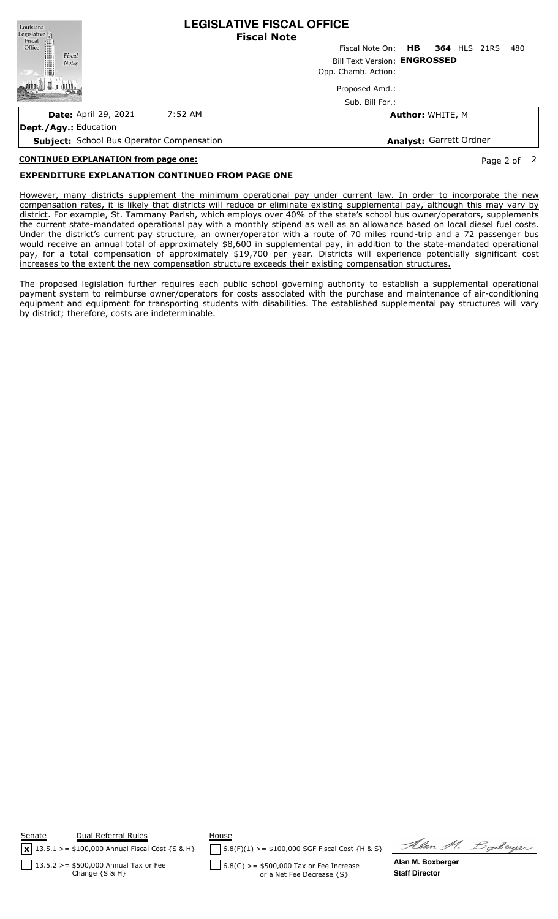**LEGISLATIVE FISCAL OFFICE**
**Fiscal Note**

Fiscal Note On: **HB 364** HLS 21RS 480

Bill Text Version: **ENGROSSED**

Opp. Chamb. Action:

Proposed Amd.:

Sub. Bill For.:

**Date:** April 29, 2021 7:52 AM

**Author:** WHITE, M

**Dept./Agy.:** Education

**Subject:** School Bus Operator Compensation

**Analyst:** Garrett Ordner

**CONTINUED EXPLANATION from page one:**

**EXPENDITURE EXPLANATION CONTINUED FROM PAGE ONE**

However, many districts supplement the minimum operational pay under current law. In order to incorporate the new compensation rates, it is likely that districts will reduce or eliminate existing supplemental pay, although this may vary by district. For example, St. Tammany Parish, which employs over 40% of the state's school bus owner/operators, supplements the current state-mandated operational pay with a monthly stipend as well as an allowance based on local diesel fuel costs. Under the district's current pay structure, an owner/operator with a route of 70 miles round-trip and a 72 passenger bus would receive an annual total of approximately $8,600 in supplemental pay, in addition to the state-mandated operational pay, for a total compensation of approximately $19,700 per year. Districts will experience potentially significant cost increases to the extent the new compensation structure exceeds their existing compensation structures.

The proposed legislation further requires each public school governing authority to establish a supplemental operational payment system to reimburse owner/operators for costs associated with the purchase and maintenance of air-conditioning equipment and equipment for transporting students with disabilities. The established supplemental pay structures will vary by district; therefore, costs are indeterminable.

| Senate | Dual Referral Rules | House |
|---|---|---|
| [x] 13.5.1 >= $100,000 Annual Fiscal Cost {S & H} | | [ ] 6.8(F)(1) >= $100,000 SGF Fiscal Cost {H & S} |
| [ ] 13.5.2 >= $500,000 Annual Tax or Fee Change {S & H} | | [ ] 6.8(G) >= $500,000 Tax or Fee Increase or a Net Fee Decrease {S} |

**Alan M. Boxberger**
**Staff Director**